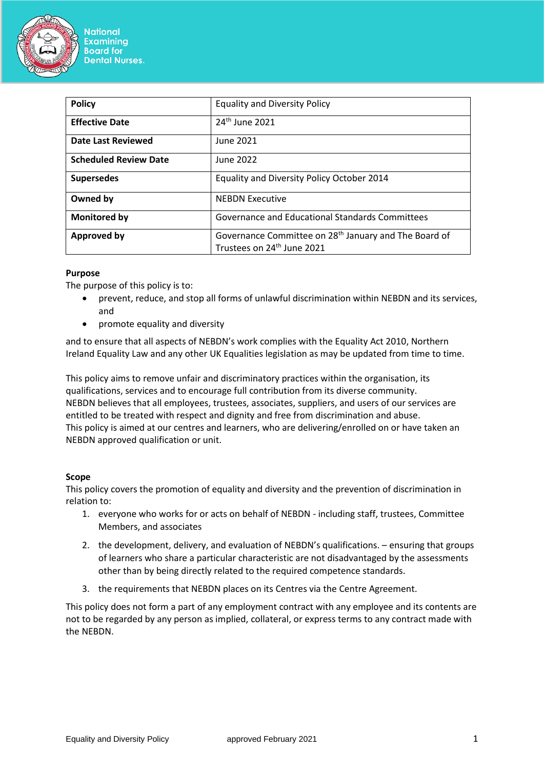| Policy | Equality and Diversity Policy |
|---|---|
| **Effective Date** | 24th June 2021 |
| **Date Last Reviewed** | June 2021 |
| **Scheduled Review Date** | June 2022 |
| **Supersedes** | Equality and Diversity Policy October 2014 |
| **Owned by** | NEBDN Executive |
| **Monitored by** | Governance and Educational Standards Committees |
| **Approved by** | Governance Committee on 28th January and The Board of Trustees on 24th June 2021 |

**Purpose**

The purpose of this policy is to:

- prevent, reduce, and stop all forms of unlawful discrimination within NEBDN and its services, and
- promote equality and diversity

and to ensure that all aspects of NEBDN's work complies with the Equality Act 2010, Northern Ireland Equality Law and any other UK Equalities legislation as may be updated from time to time.

This policy aims to remove unfair and discriminatory practices within the organisation, its qualifications, services and to encourage full contribution from its diverse community.
NEBDN believes that all employees, trustees, associates, suppliers, and users of our services are entitled to be treated with respect and dignity and free from discrimination and abuse.
This policy is aimed at our centres and learners, who are delivering/enrolled on or have taken an NEBDN approved qualification or unit.

**Scope**

This policy covers the promotion of equality and diversity and the prevention of discrimination in relation to:

1. everyone who works for or acts on behalf of NEBDN - including staff, trustees, Committee Members, and associates
2. the development, delivery, and evaluation of NEBDN's qualifications. – ensuring that groups of learners who share a particular characteristic are not disadvantaged by the assessments other than by being directly related to the required competence standards.
3. the requirements that NEBDN places on its Centres via the Centre Agreement.

This policy does not form a part of any employment contract with any employee and its contents are not to be regarded by any person as implied, collateral, or express terms to any contract made with the NEBDN.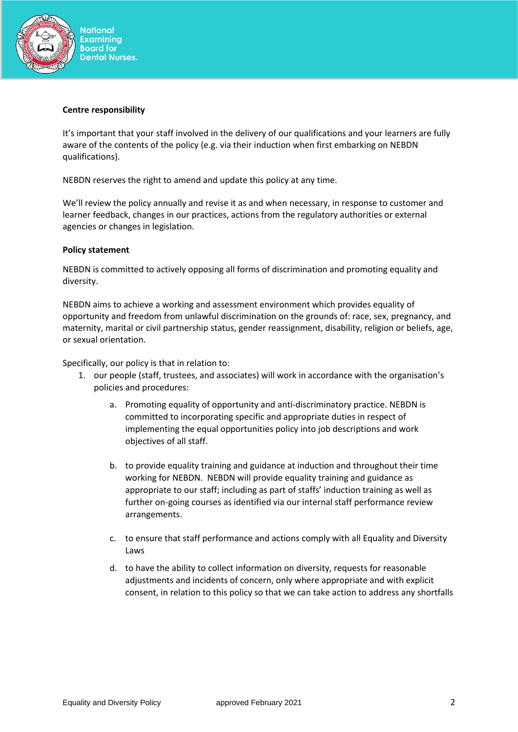**Centre responsibility**

It's important that your staff involved in the delivery of our qualifications and your learners are fully aware of the contents of the policy (e.g. via their induction when first embarking on NEBDN qualifications).

NEBDN reserves the right to amend and update this policy at any time.

We'll review the policy annually and revise it as and when necessary, in response to customer and learner feedback, changes in our practices, actions from the regulatory authorities or external agencies or changes in legislation.

**Policy statement**

NEBDN is committed to actively opposing all forms of discrimination and promoting equality and diversity.

NEBDN aims to achieve a working and assessment environment which provides equality of opportunity and freedom from unlawful discrimination on the grounds of: race, sex, pregnancy, and maternity, marital or civil partnership status, gender reassignment, disability, religion or beliefs, age, or sexual orientation.

Specifically, our policy is that in relation to:

1. our people (staff, trustees, and associates) will work in accordance with the organisation's policies and procedures:

    a. Promoting equality of opportunity and anti-discriminatory practice. NEBDN is committed to incorporating specific and appropriate duties in respect of implementing the equal opportunities policy into job descriptions and work objectives of all staff.

    b. to provide equality training and guidance at induction and throughout their time working for NEBDN. NEBDN will provide equality training and guidance as appropriate to our staff; including as part of staffs' induction training as well as further on-going courses as identified via our internal staff performance review arrangements.

    c. to ensure that staff performance and actions comply with all Equality and Diversity Laws

    d. to have the ability to collect information on diversity, requests for reasonable adjustments and incidents of concern, only where appropriate and with explicit consent, in relation to this policy so that we can take action to address any shortfalls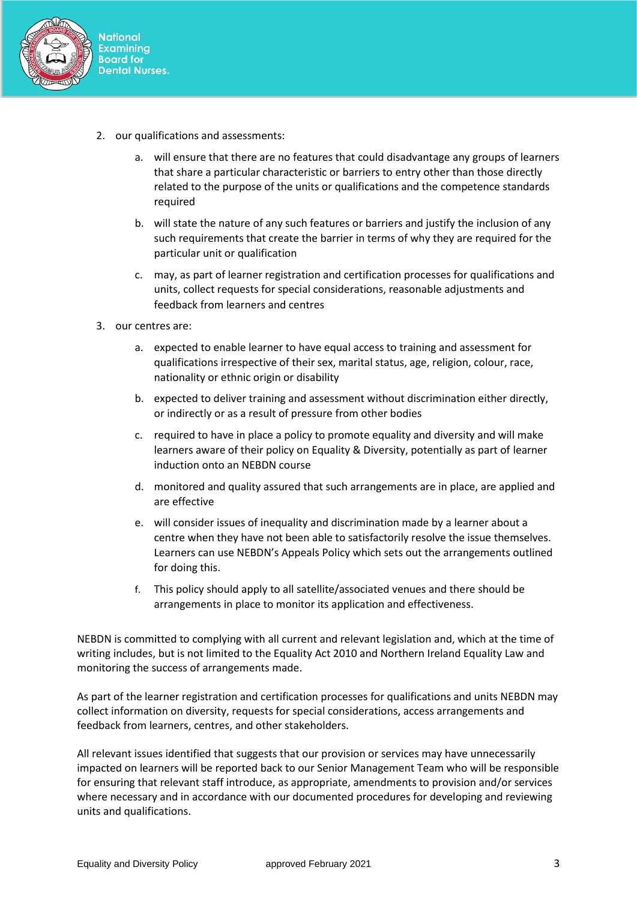2. our qualifications and assessments:

    a. will ensure that there are no features that could disadvantage any groups of learners that share a particular characteristic or barriers to entry other than those directly related to the purpose of the units or qualifications and the competence standards required

    b. will state the nature of any such features or barriers and justify the inclusion of any such requirements that create the barrier in terms of why they are required for the particular unit or qualification

    c. may, as part of learner registration and certification processes for qualifications and units, collect requests for special considerations, reasonable adjustments and feedback from learners and centres

3. our centres are:

    a. expected to enable learner to have equal access to training and assessment for qualifications irrespective of their sex, marital status, age, religion, colour, race, nationality or ethnic origin or disability

    b. expected to deliver training and assessment without discrimination either directly, or indirectly or as a result of pressure from other bodies

    c. required to have in place a policy to promote equality and diversity and will make learners aware of their policy on Equality & Diversity, potentially as part of learner induction onto an NEBDN course

    d. monitored and quality assured that such arrangements are in place, are applied and are effective

    e. will consider issues of inequality and discrimination made by a learner about a centre when they have not been able to satisfactorily resolve the issue themselves. Learners can use NEBDN's Appeals Policy which sets out the arrangements outlined for doing this.

    f. This policy should apply to all satellite/associated venues and there should be arrangements in place to monitor its application and effectiveness.

NEBDN is committed to complying with all current and relevant legislation and, which at the time of writing includes, but is not limited to the Equality Act 2010 and Northern Ireland Equality Law and monitoring the success of arrangements made.

As part of the learner registration and certification processes for qualifications and units NEBDN may collect information on diversity, requests for special considerations, access arrangements and feedback from learners, centres, and other stakeholders.

All relevant issues identified that suggests that our provision or services may have unnecessarily impacted on learners will be reported back to our Senior Management Team who will be responsible for ensuring that relevant staff introduce, as appropriate, amendments to provision and/or services where necessary and in accordance with our documented procedures for developing and reviewing units and qualifications.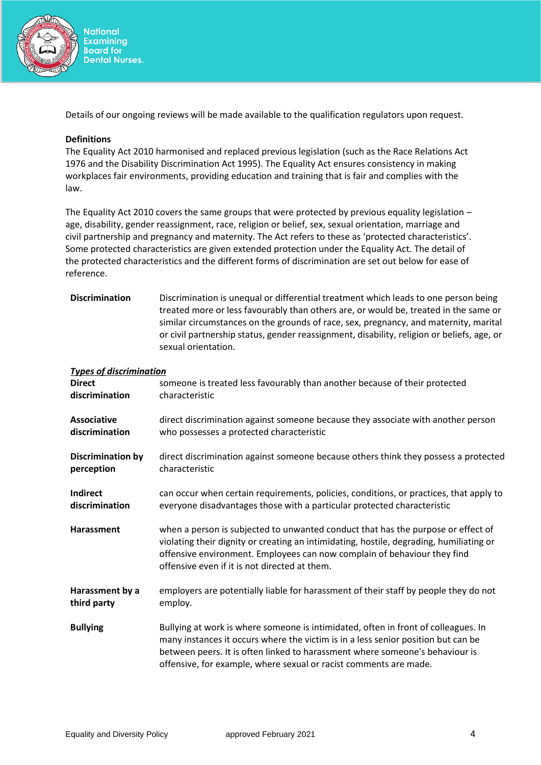Details of our ongoing reviews will be made available to the qualification regulators upon request.

**Definitions**

The Equality Act 2010 harmonised and replaced previous legislation (such as the Race Relations Act 1976 and the Disability Discrimination Act 1995). The Equality Act ensures consistency in making workplaces fair environments, providing education and training that is fair and complies with the law.

The Equality Act 2010 covers the same groups that were protected by previous equality legislation – age, disability, gender reassignment, race, religion or belief, sex, sexual orientation, marriage and civil partnership and pregnancy and maternity. The Act refers to these as 'protected characteristics'. Some protected characteristics are given extended protection under the Equality Act. The detail of the protected characteristics and the different forms of discrimination are set out below for ease of reference.

| | |
|---|---|
| **Discrimination** | Discrimination is unequal or differential treatment which leads to one person being treated more or less favourably than others are, or would be, treated in the same or similar circumstances on the grounds of race, sex, pregnancy, and maternity, marital or civil partnership status, gender reassignment, disability, religion or beliefs, age, or sexual orientation. |

***Types of discrimination***

| | |
|---|---|
| **Direct discrimination** | someone is treated less favourably than another because of their protected characteristic |
| **Associative discrimination** | direct discrimination against someone because they associate with another person who possesses a protected characteristic |
| **Discrimination by perception** | direct discrimination against someone because others think they possess a protected characteristic |
| **Indirect discrimination** | can occur when certain requirements, policies, conditions, or practices, that apply to everyone disadvantages those with a particular protected characteristic |
| **Harassment** | when a person is subjected to unwanted conduct that has the purpose or effect of violating their dignity or creating an intimidating, hostile, degrading, humiliating or offensive environment. Employees can now complain of behaviour they find offensive even if it is not directed at them. |
| **Harassment by a third party** | employers are potentially liable for harassment of their staff by people they do not employ. |
| **Bullying** | Bullying at work is where someone is intimidated, often in front of colleagues. In many instances it occurs where the victim is in a less senior position but can be between peers. It is often linked to harassment where someone's behaviour is offensive, for example, where sexual or racist comments are made. |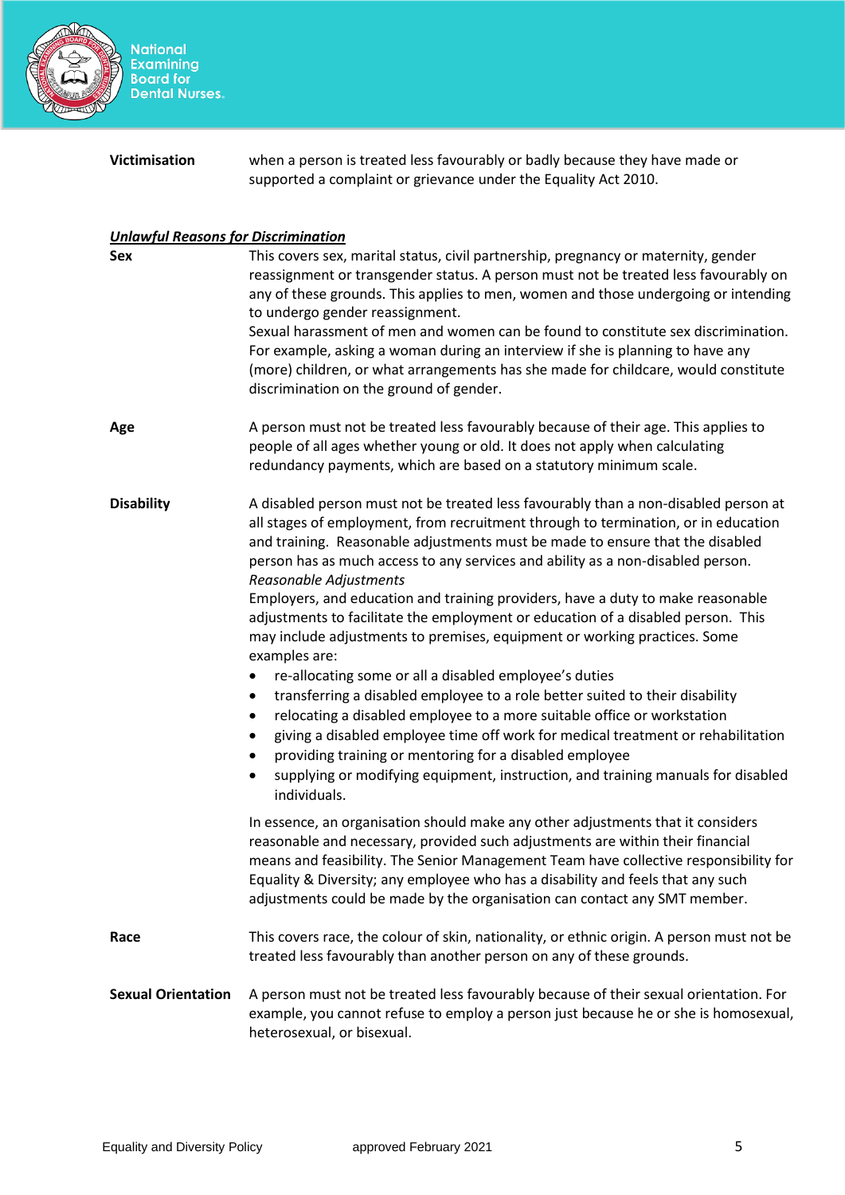**Victimisation** when a person is treated less favourably or badly because they have made or supported a complaint or grievance under the Equality Act 2010.

***Unlawful Reasons for Discrimination***

**Sex** This covers sex, marital status, civil partnership, pregnancy or maternity, gender reassignment or transgender status. A person must not be treated less favourably on any of these grounds. This applies to men, women and those undergoing or intending to undergo gender reassignment.

Sexual harassment of men and women can be found to constitute sex discrimination. For example, asking a woman during an interview if she is planning to have any (more) children, or what arrangements has she made for childcare, would constitute discrimination on the ground of gender.

**Age** A person must not be treated less favourably because of their age. This applies to people of all ages whether young or old. It does not apply when calculating redundancy payments, which are based on a statutory minimum scale.

**Disability** A disabled person must not be treated less favourably than a non-disabled person at all stages of employment, from recruitment through to termination, or in education and training. Reasonable adjustments must be made to ensure that the disabled person has as much access to any services and ability as a non-disabled person.

*Reasonable Adjustments*

Employers, and education and training providers, have a duty to make reasonable adjustments to facilitate the employment or education of a disabled person. This may include adjustments to premises, equipment or working practices. Some examples are:

- re-allocating some or all a disabled employee's duties
- transferring a disabled employee to a role better suited to their disability
- relocating a disabled employee to a more suitable office or workstation
- giving a disabled employee time off work for medical treatment or rehabilitation
- providing training or mentoring for a disabled employee
- supplying or modifying equipment, instruction, and training manuals for disabled individuals.

In essence, an organisation should make any other adjustments that it considers reasonable and necessary, provided such adjustments are within their financial means and feasibility. The Senior Management Team have collective responsibility for Equality & Diversity; any employee who has a disability and feels that any such adjustments could be made by the organisation can contact any SMT member.

**Race** This covers race, the colour of skin, nationality, or ethnic origin. A person must not be treated less favourably than another person on any of these grounds.

**Sexual Orientation** A person must not be treated less favourably because of their sexual orientation. For example, you cannot refuse to employ a person just because he or she is homosexual, heterosexual, or bisexual.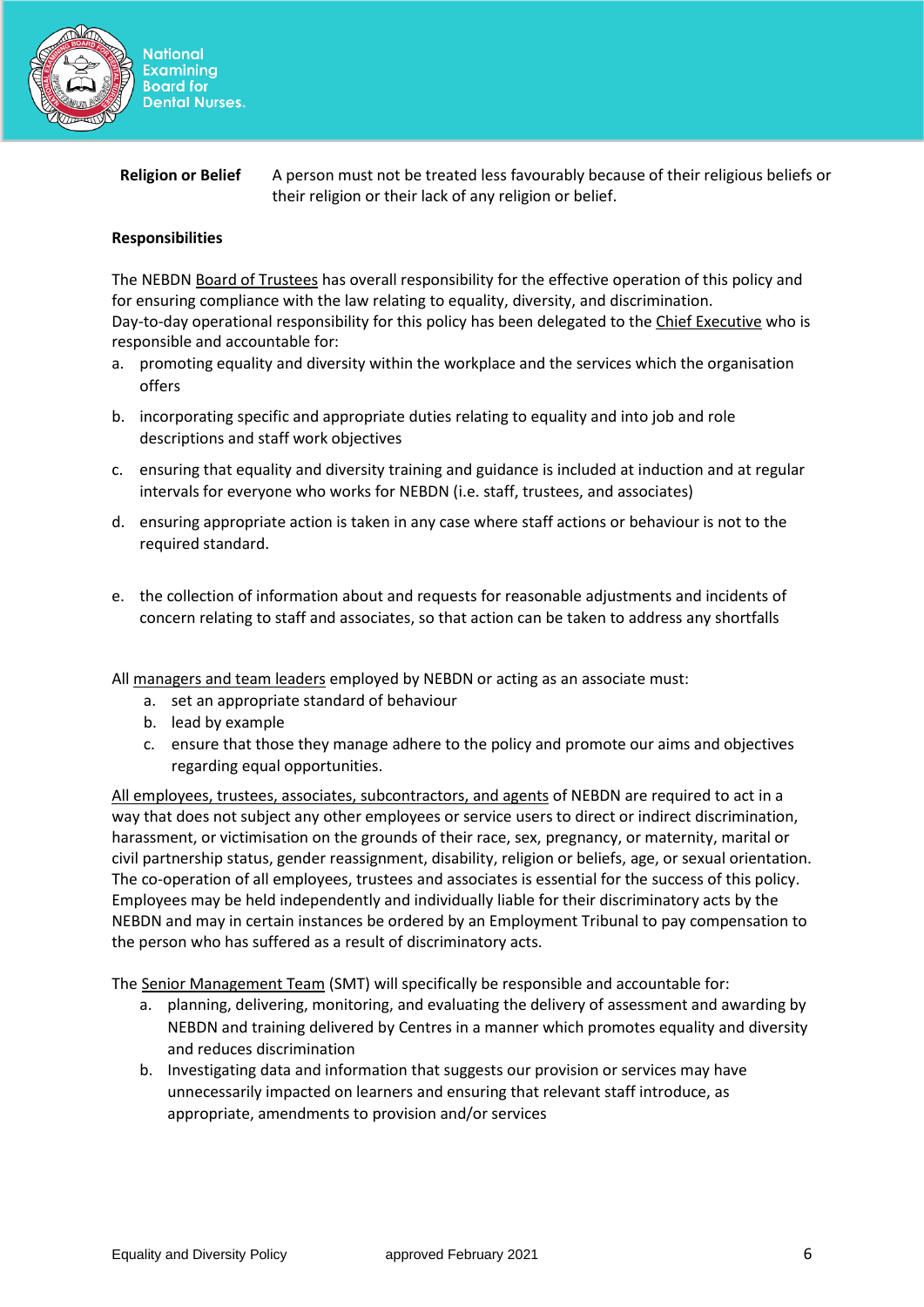**Religion or Belief** A person must not be treated less favourably because of their religious beliefs or their religion or their lack of any religion or belief.

**Responsibilities**

The NEBDN Board of Trustees has overall responsibility for the effective operation of this policy and for ensuring compliance with the law relating to equality, diversity, and discrimination.
Day-to-day operational responsibility for this policy has been delegated to the Chief Executive who is responsible and accountable for:

a. promoting equality and diversity within the workplace and the services which the organisation offers
b. incorporating specific and appropriate duties relating to equality and into job and role descriptions and staff work objectives
c. ensuring that equality and diversity training and guidance is included at induction and at regular intervals for everyone who works for NEBDN (i.e. staff, trustees, and associates)
d. ensuring appropriate action is taken in any case where staff actions or behaviour is not to the required standard.
e. the collection of information about and requests for reasonable adjustments and incidents of concern relating to staff and associates, so that action can be taken to address any shortfalls

All managers and team leaders employed by NEBDN or acting as an associate must:

a. set an appropriate standard of behaviour
b. lead by example
c. ensure that those they manage adhere to the policy and promote our aims and objectives regarding equal opportunities.

All employees, trustees, associates, subcontractors, and agents of NEBDN are required to act in a way that does not subject any other employees or service users to direct or indirect discrimination, harassment, or victimisation on the grounds of their race, sex, pregnancy, or maternity, marital or civil partnership status, gender reassignment, disability, religion or beliefs, age, or sexual orientation. The co-operation of all employees, trustees and associates is essential for the success of this policy. Employees may be held independently and individually liable for their discriminatory acts by the NEBDN and may in certain instances be ordered by an Employment Tribunal to pay compensation to the person who has suffered as a result of discriminatory acts.

The Senior Management Team (SMT) will specifically be responsible and accountable for:

a. planning, delivering, monitoring, and evaluating the delivery of assessment and awarding by NEBDN and training delivered by Centres in a manner which promotes equality and diversity and reduces discrimination
b. Investigating data and information that suggests our provision or services may have unnecessarily impacted on learners and ensuring that relevant staff introduce, as appropriate, amendments to provision and/or services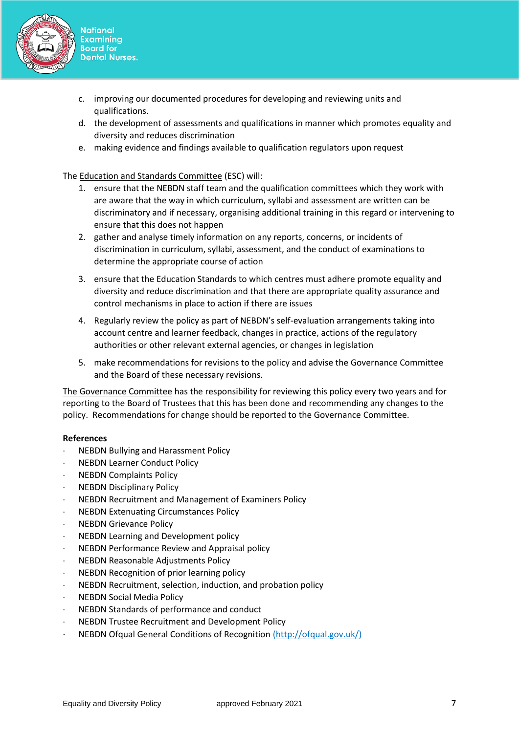c. improving our documented procedures for developing and reviewing units and qualifications.
d. the development of assessments and qualifications in manner which promotes equality and diversity and reduces discrimination
e. making evidence and findings available to qualification regulators upon request

The Education and Standards Committee (ESC) will:

1. ensure that the NEBDN staff team and the qualification committees which they work with are aware that the way in which curriculum, syllabi and assessment are written can be discriminatory and if necessary, organising additional training in this regard or intervening to ensure that this does not happen
2. gather and analyse timely information on any reports, concerns, or incidents of discrimination in curriculum, syllabi, assessment, and the conduct of examinations to determine the appropriate course of action
3. ensure that the Education Standards to which centres must adhere promote equality and diversity and reduce discrimination and that there are appropriate quality assurance and control mechanisms in place to action if there are issues
4. Regularly review the policy as part of NEBDN's self-evaluation arrangements taking into account centre and learner feedback, changes in practice, actions of the regulatory authorities or other relevant external agencies, or changes in legislation
5. make recommendations for revisions to the policy and advise the Governance Committee and the Board of these necessary revisions.

The Governance Committee has the responsibility for reviewing this policy every two years and for reporting to the Board of Trustees that this has been done and recommending any changes to the policy. Recommendations for change should be reported to the Governance Committee.

**References**

- NEBDN Bullying and Harassment Policy
- NEBDN Learner Conduct Policy
- NEBDN Complaints Policy
- NEBDN Disciplinary Policy
- NEBDN Recruitment and Management of Examiners Policy
- NEBDN Extenuating Circumstances Policy
- NEBDN Grievance Policy
- NEBDN Learning and Development policy
- NEBDN Performance Review and Appraisal policy
- NEBDN Reasonable Adjustments Policy
- NEBDN Recognition of prior learning policy
- NEBDN Recruitment, selection, induction, and probation policy
- NEBDN Social Media Policy
- NEBDN Standards of performance and conduct
- NEBDN Trustee Recruitment and Development Policy
- NEBDN Ofqual General Conditions of Recognition (http://ofqual.gov.uk/)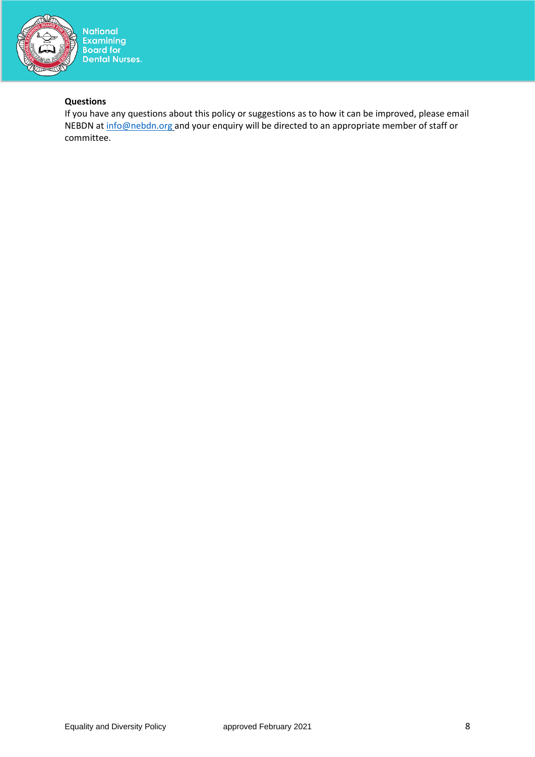**Questions**

If you have any questions about this policy or suggestions as to how it can be improved, please email NEBDN at info@nebdn.org and your enquiry will be directed to an appropriate member of staff or committee.